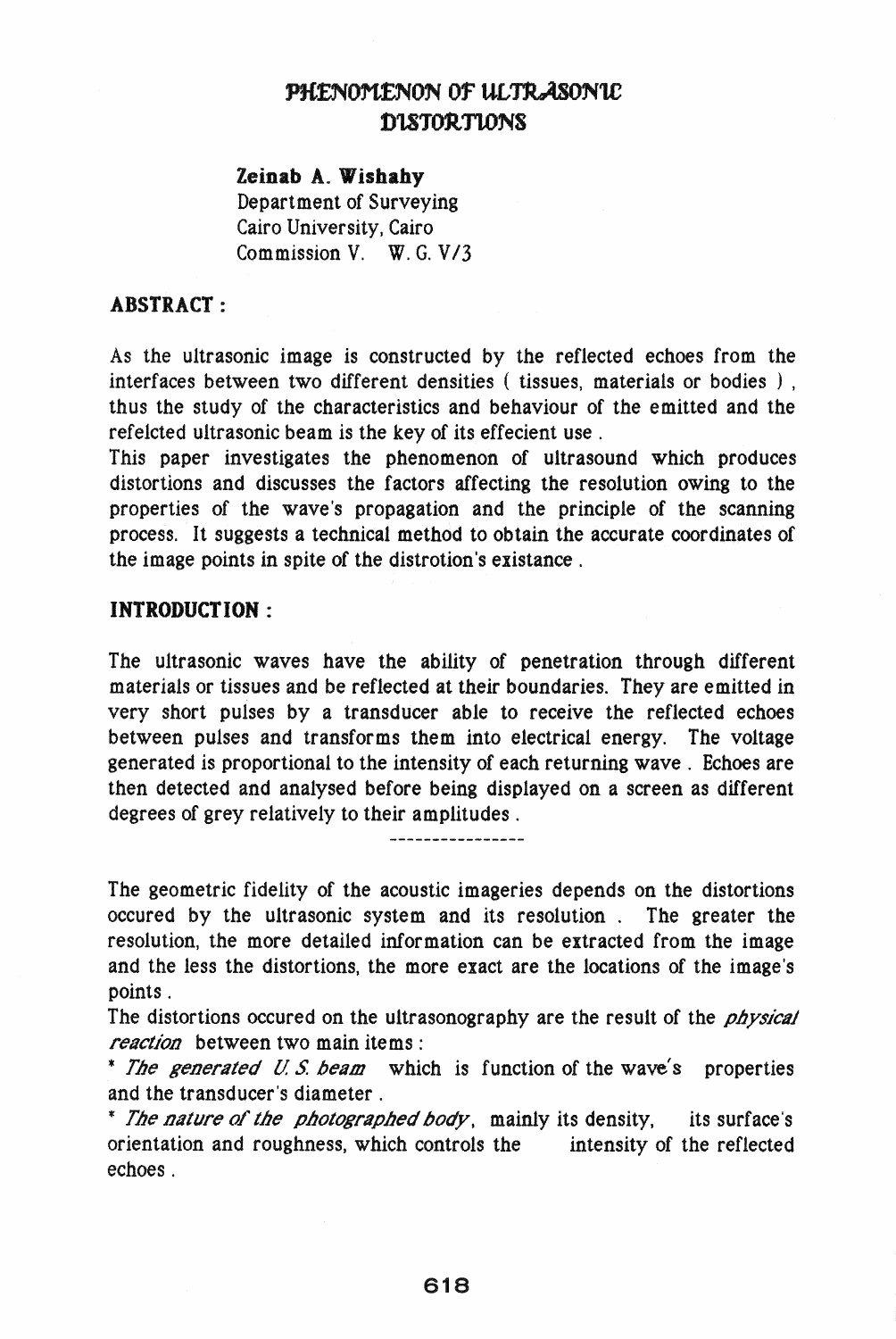# PHENOMENON OF ULTRASONIC DISTORTIONS

**Zeinab A. Wishahy**
Department of Surveying
Cairo University, Cairo
Commission V. W. G. V/3

## ABSTRACT :

As the ultrasonic image is constructed by the reflected echoes from the interfaces between two different densities ( tissues, materials or bodies ) , thus the study of the characteristics and behaviour of the emitted and the refelcted ultrasonic beam is the key of its effecient use .

This paper investigates the phenomenon of ultrasound which produces distortions and discusses the factors affecting the resolution owing to the properties of the wave's propagation and the principle of the scanning process. It suggests a technical method to obtain the accurate coordinates of the image points in spite of the distrotion's existance .

## INTRODUCTION :

The ultrasonic waves have the ability of penetration through different materials or tissues and be reflected at their boundaries. They are emitted in very short pulses by a transducer able to receive the reflected echoes between pulses and transforms them into electrical energy. The voltage generated is proportional to the intensity of each returning wave . Echoes are then detected and analysed before being displayed on a screen as different degrees of grey relatively to their amplitudes .

----------------

The geometric fidelity of the acoustic imageries depends on the distortions occured by the ultrasonic system and its resolution . The greater the resolution, the more detailed information can be extracted from the image and the less the distortions, the more exact are the locations of the image's points .

The distortions occured on the ultrasonography are the result of the *physical reaction* between two main items :

* *The generated U. S. beam* which is function of the wave's properties and the transducer's diameter .
* *The nature of the photographed body*, mainly its density, its surface's orientation and roughness, which controls the intensity of the reflected echoes .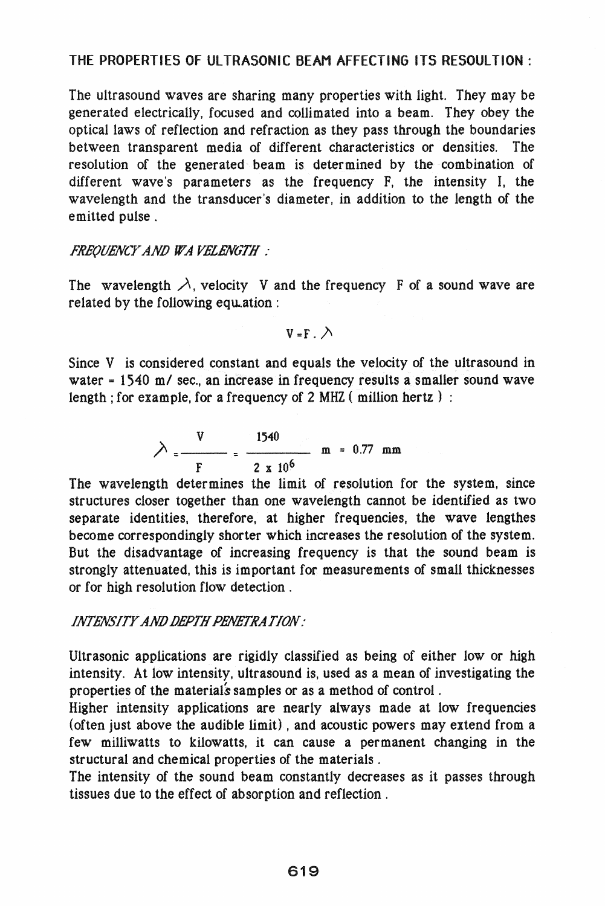## THE PROPERTIES OF ULTRASONIC BEAM AFFECTING ITS RESOULTION :

The ultrasound waves are sharing many properties with light. They may be generated electrically, focused and collimated into a beam. They obey the optical laws of reflection and refraction as they pass through the boundaries between transparent media of different characteristics or densities. The resolution of the generated beam is determined by the combination of different wave's parameters as the frequency F, the intensity I, the wavelength and the transducer's diameter, in addition to the length of the emitted pulse .

### *FREQUENCY AND WAVELENGTH :*

The wavelength $\lambda$, velocity V and the frequency F of a sound wave are related by the following equation :

$$V = F \cdot \lambda$$

Since V is considered constant and equals the velocity of the ultrasound in water = 1540 m/ sec., an increase in frequency results a smaller sound wave length ; for example, for a frequency of 2 MHZ ( million hertz ) :

$$\lambda = \frac{V}{F} = \frac{1540}{2 \times 10^{6}} \text{ m} = 0.77 \text{ mm}$$

The wavelength determines the limit of resolution for the system, since structures closer together than one wavelength cannot be identified as two separate identities, therefore, at higher frequencies, the wave lengthes become correspondingly shorter which increases the resolution of the system. But the disadvantage of increasing frequency is that the sound beam is strongly attenuated, this is important for measurements of small thicknesses or for high resolution flow detection .

### *INTENSITY AND DEPTH PENETRATION :*

Ultrasonic applications are rigidly classified as being of either low or high intensity. At low intensity, ultrasound is, used as a mean of investigating the properties of the material's samples or as a method of control .

Higher intensity applications are nearly always made at low frequencies (often just above the audible limit) , and acoustic powers may extend from a few milliwatts to kilowatts, it can cause a permanent changing in the structural and chemical properties of the materials .

The intensity of the sound beam constantly decreases as it passes through tissues due to the effect of absorption and reflection .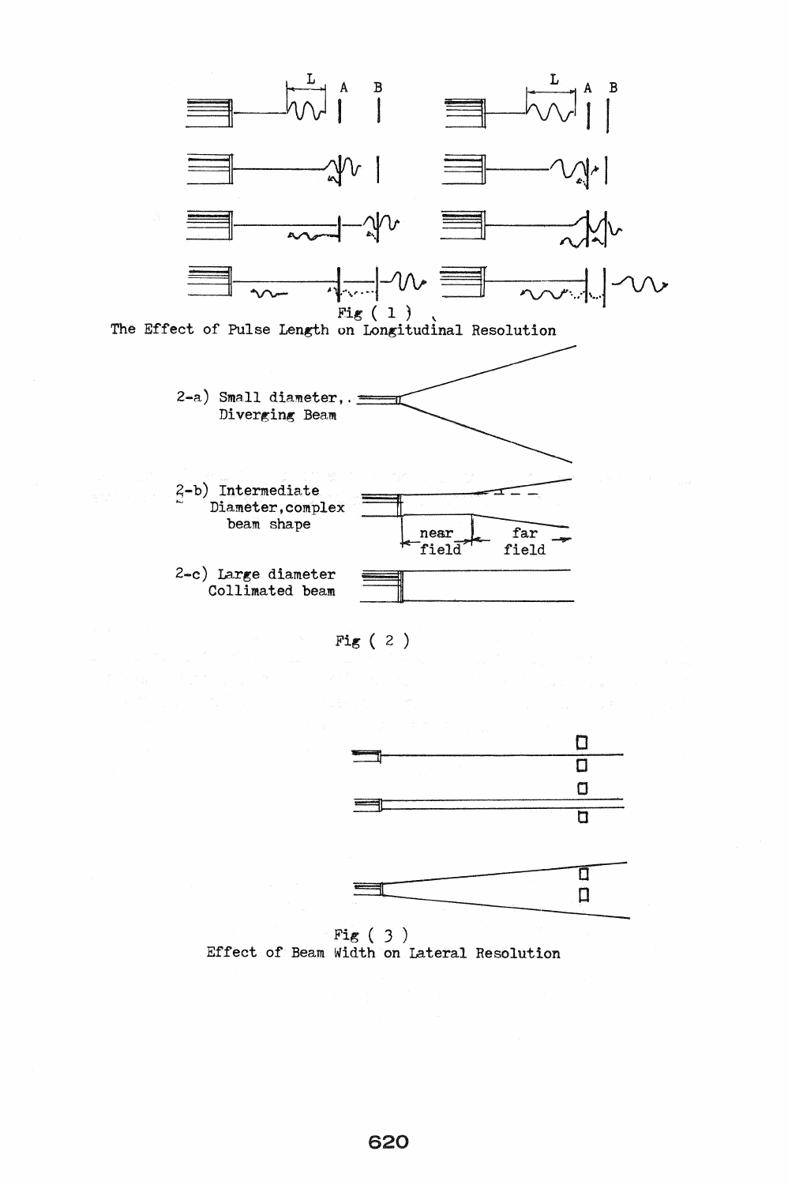Fig ( 1 )
The Effect of Pulse Length on Longitudinal Resolution

2-a) Small diameter, Diverging Beam

2-b) Intermediate Diameter, complex beam shape

near field

far field

2-c) Large diameter Collimated beam

Fig ( 2 )

Fig ( 3 )
Effect of Beam Width on Lateral Resolution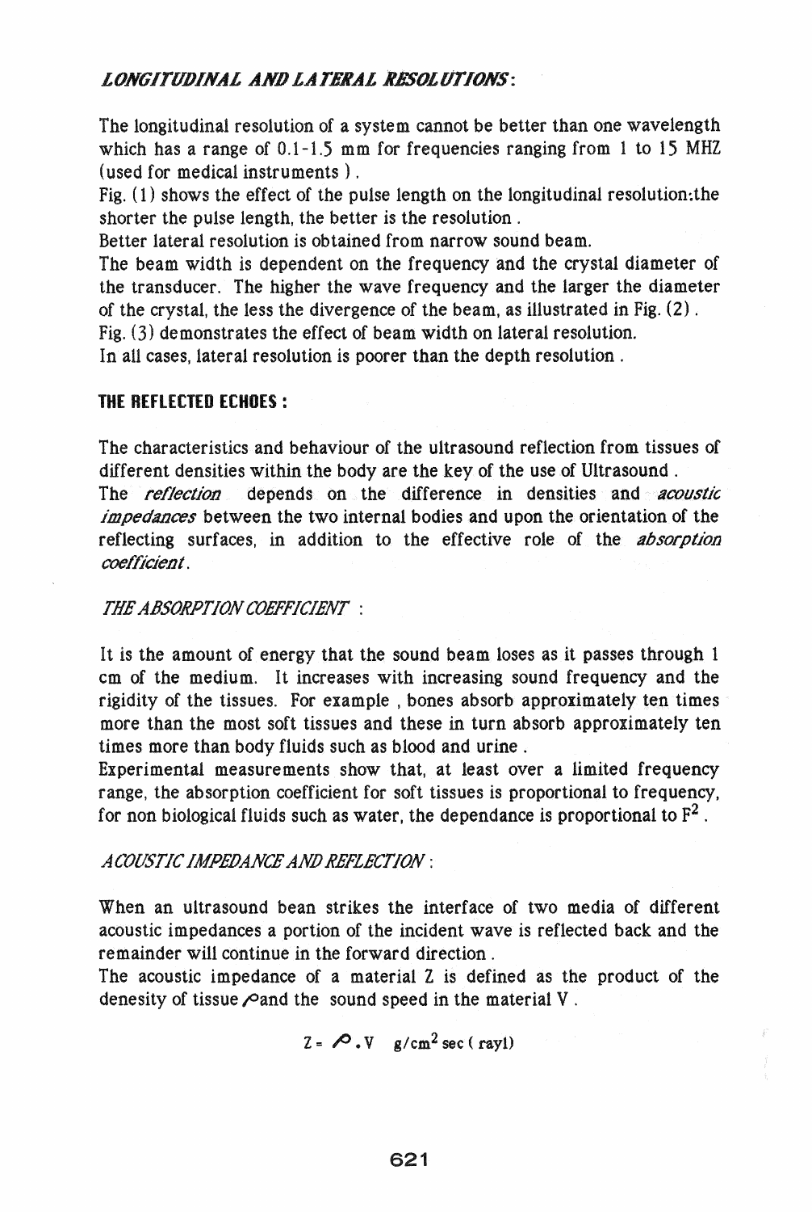## *LONGITUDINAL AND LATERAL RESOLUTIONS*:

The longitudinal resolution of a system cannot be better than one wavelength which has a range of 0.1-1.5 mm for frequencies ranging from 1 to 15 MHZ (used for medical instruments ).

Fig. (1) shows the effect of the pulse length on the longitudinal resolution:the shorter the pulse length, the better is the resolution .

Better lateral resolution is obtained from narrow sound beam.

The beam width is dependent on the frequency and the crystal diameter of the transducer. The higher the wave frequency and the larger the diameter of the crystal, the less the divergence of the beam, as illustrated in Fig. (2) .

Fig. (3) demonstrates the effect of beam width on lateral resolution.

In all cases, lateral resolution is poorer than the depth resolution .

## THE REFLECTED ECHOES :

The characteristics and behaviour of the ultrasound reflection from tissues of different densities within the body are the key of the use of Ultrasound .

The *reflection* depends on the difference in densities and *acoustic impedances* between the two internal bodies and upon the orientation of the reflecting surfaces, in addition to the effective role of the *absorption coefficient*.

### *THE ABSORPTION COEFFICIENT* :

It is the amount of energy that the sound beam loses as it passes through 1 cm of the medium. It increases with increasing sound frequency and the rigidity of the tissues. For example , bones absorb approximately ten times more than the most soft tissues and these in turn absorb approximately ten times more than body fluids such as blood and urine .

Experimental measurements show that, at least over a limited frequency range, the absorption coefficient for soft tissues is proportional to frequency, for non biological fluids such as water, the dependance is proportional to $F^2$ .

### *ACOUSTIC IMPEDANCE AND REFLECTION* :

When an ultrasound bean strikes the interface of two media of different acoustic impedances a portion of the incident wave is reflected back and the remainder will continue in the forward direction .

The acoustic impedance of a material Z is defined as the product of the denesity of tissue $\rho$ and the sound speed in the material V .

$$Z = \rho . V \quad g/cm^2 \sec \text{ ( rayl)}$$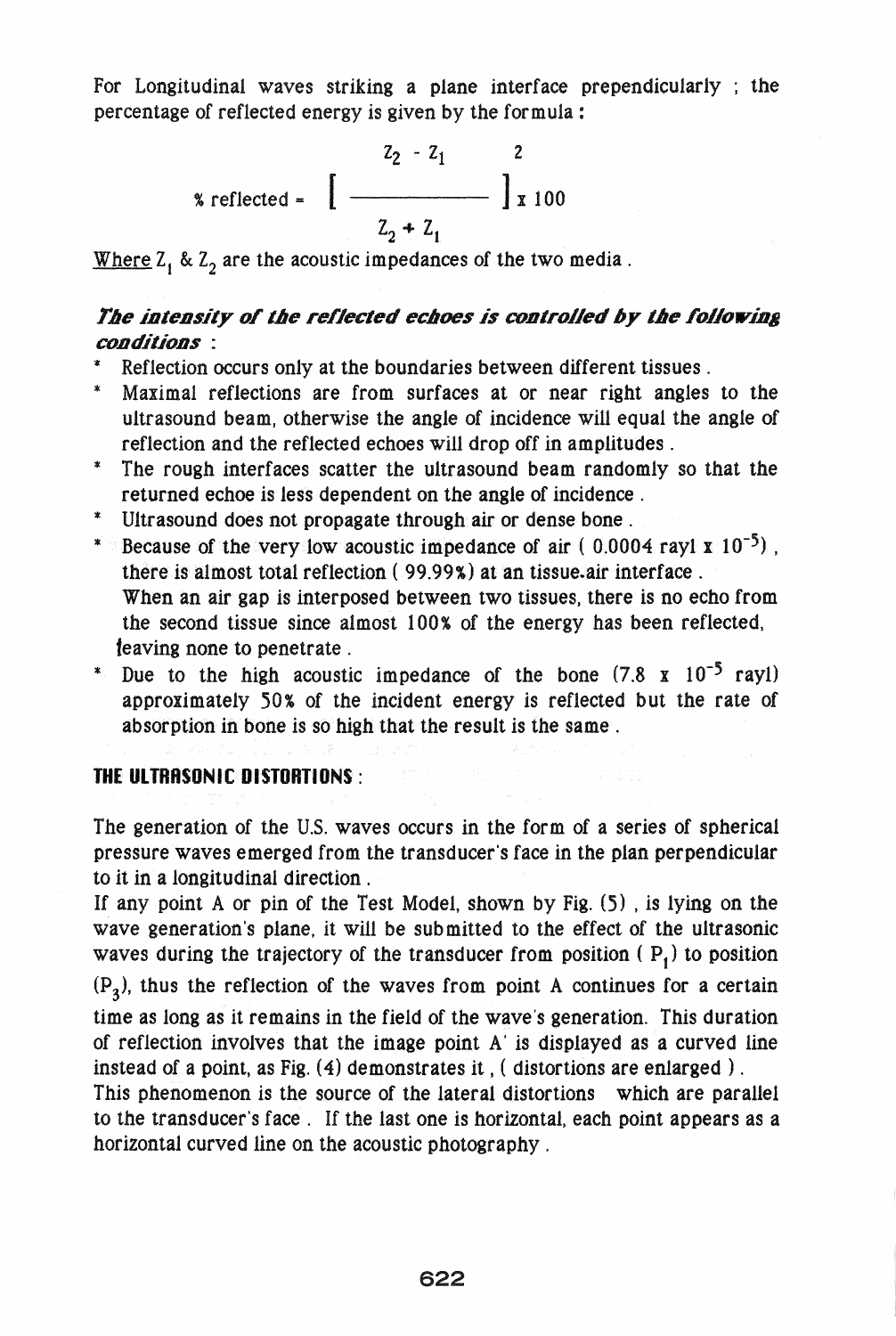For Longitudinal waves striking a plane interface prependicularly ; the percentage of reflected energy is given by the formula :

$$\% \text{ reflected} = \left[ \frac{Z_2 - Z_1}{Z_2 + Z_1} \right]^2 \times 100$$

Where $Z_1$ & $Z_2$ are the acoustic impedances of the two media .

***The intensity of the reflected echoes is controlled by the following conditions*** :

* Reflection occurs only at the boundaries between different tissues .
* Maximal reflections are from surfaces at or near right angles to the ultrasound beam, otherwise the angle of incidence will equal the angle of reflection and the reflected echoes will drop off in amplitudes .
* The rough interfaces scatter the ultrasound beam randomly so that the returned echoe is less dependent on the angle of incidence .
* Ultrasound does not propagate through air or dense bone .
* Because of the very low acoustic impedance of air ( 0.0004 rayl x $10^{-5}$) , there is almost total reflection ( 99.99%) at an tissue.air interface . When an air gap is interposed between two tissues, there is no echo from the second tissue since almost 100% of the energy has been reflected, leaving none to penetrate .
* Due to the high acoustic impedance of the bone (7.8 x $10^{-5}$ rayl) approximately 50% of the incident energy is reflected but the rate of absorption in bone is so high that the result is the same .

## THE ULTRASONIC DISTORTIONS :

The generation of the U.S. waves occurs in the form of a series of spherical pressure waves emerged from the transducer's face in the plan perpendicular to it in a longitudinal direction .

If any point A or pin of the Test Model, shown by Fig. (5) , is lying on the wave generation's plane, it will be submitted to the effect of the ultrasonic waves during the trajectory of the transducer from position ( $P_1$) to position ($P_3$), thus the reflection of the waves from point A continues for a certain time as long as it remains in the field of the wave's generation. This duration of reflection involves that the image point A' is displayed as a curved line instead of a point, as Fig. (4) demonstrates it , ( distortions are enlarged ) .

This phenomenon is the source of the lateral distortions which are parallel to the transducer's face . If the last one is horizontal, each point appears as a horizontal curved line on the acoustic photography .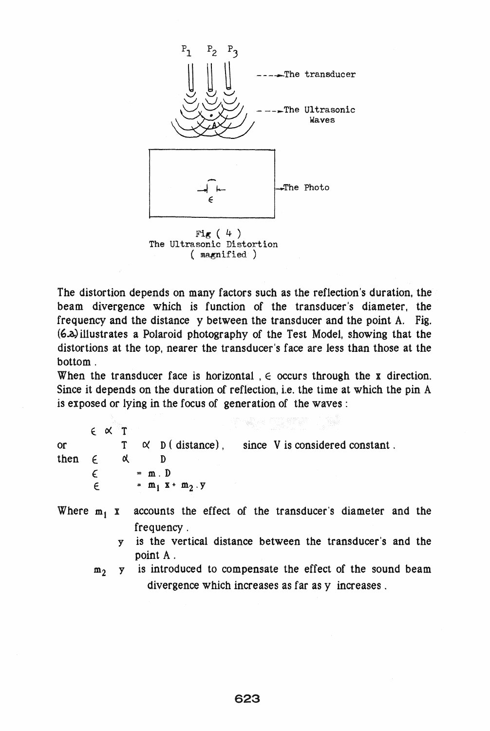Fig ( 4 )
The Ultrasonic Distortion
( magnified )

The distortion depends on many factors such as the reflection's duration, the beam divergence which is function of the transducer's diameter, the frequency and the distance y between the transducer and the point A. Fig. (6.a) illustrates a Polaroid photography of the Test Model, showing that the distortions at the top, nearer the transducer's face are less than those at the bottom.

When the transducer face is horizontal, $\epsilon$ occurs through the x direction. Since it depends on the duration of reflection, i.e. the time at which the pin A is exposed or lying in the focus of generation of the waves :

$$\epsilon \propto T$$

or $T \propto D$ ( distance ), since V is considered constant.

then $\epsilon \propto D$

$$\epsilon = m \cdot D$$

$$\epsilon = m_1 x + m_2 \cdot y$$

Where $m_1 x$ accounts the effect of the transducer's diameter and the frequency.

$y$ is the vertical distance between the transducer's and the point A.

$m_2 y$ is introduced to compensate the effect of the sound beam divergence which increases as far as y increases.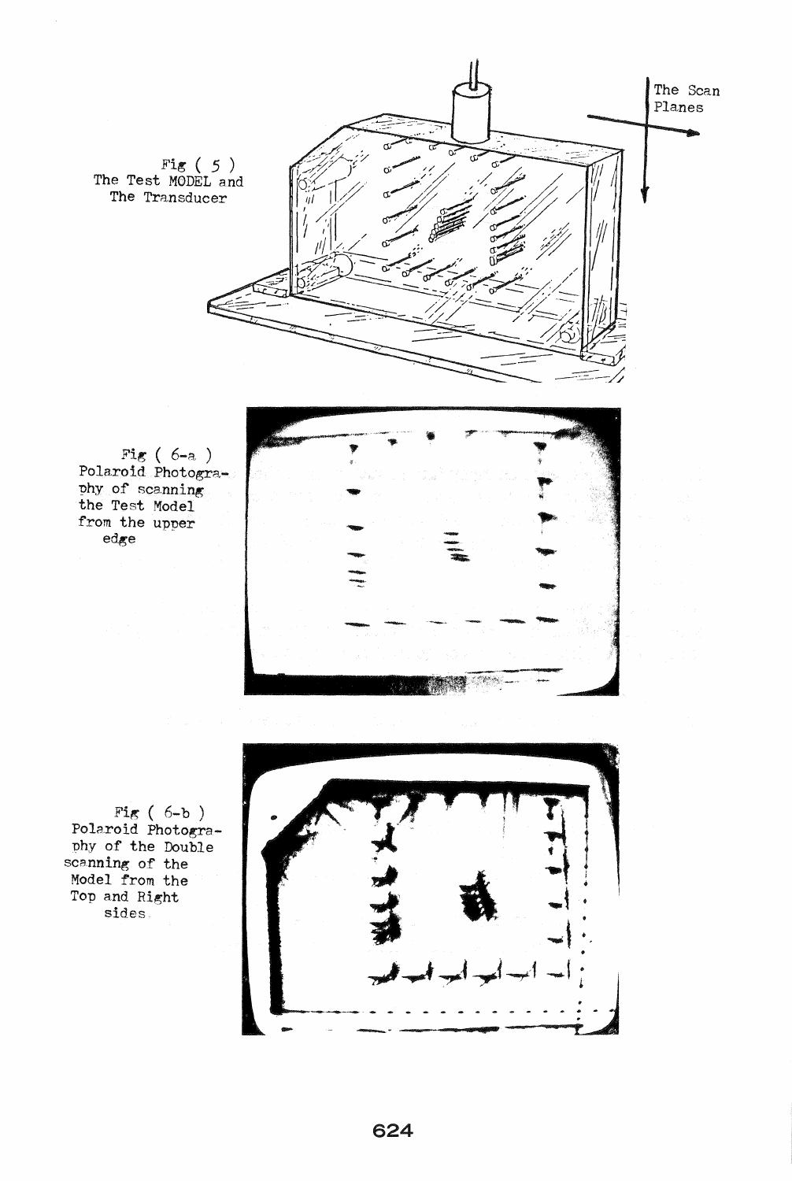The Scan Planes

Fig ( 5 )
The Test MODEL and The Transducer

Fig ( 6-a )
Polaroid Photography of scanning the Test Model from the upper edge

Fig ( 6-b )
Polaroid Photography of the Double scanning of the Model from the Top and Right sides.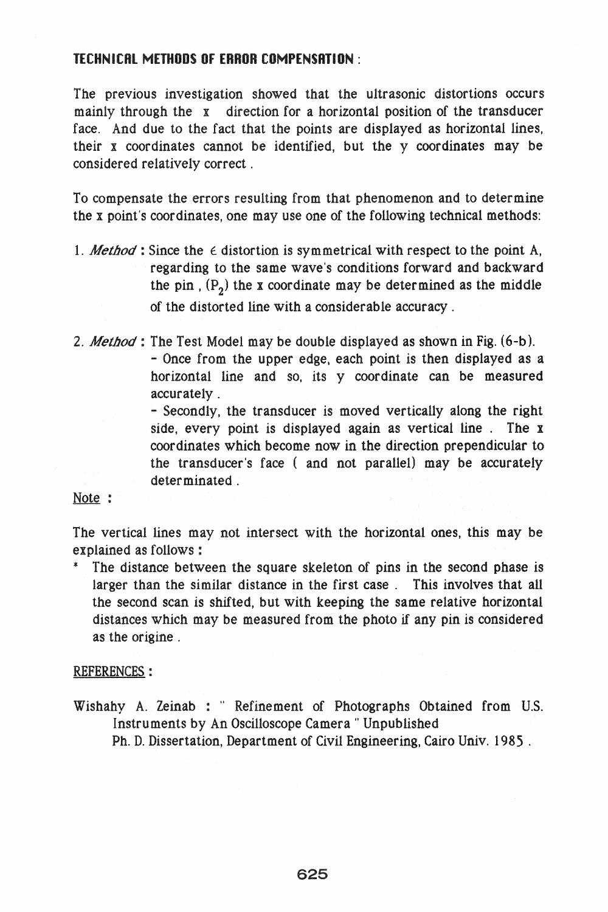## TECHNICAL METHODS OF ERROR COMPENSATION :

The previous investigation showed that the ultrasonic distortions occurs mainly through the x direction for a horizontal position of the transducer face. And due to the fact that the points are displayed as horizontal lines, their x coordinates cannot be identified, but the y coordinates may be considered relatively correct .

To compensate the errors resulting from that phenomenon and to determine the x point's coordinates, one may use one of the following technical methods:

1. *Method* : Since the $\epsilon$ distortion is symmetrical with respect to the point A, regarding to the same wave's conditions forward and backward the pin , ($P_2$) the x coordinate may be determined as the middle of the distorted line with a considerable accuracy .

2. *Method* : The Test Model may be double displayed as shown in Fig. (6-b).
   - Once from the upper edge, each point is then displayed as a horizontal line and so, its y coordinate can be measured accurately .
   - Secondly, the transducer is moved vertically along the right side, every point is displayed again as vertical line . The x coordinates which become now in the direction prependicular to the transducer's face ( and not parallel) may be accurately determinated .

Note :

The vertical lines may not intersect with the horizontal ones, this may be explained as follows :

* The distance between the square skeleton of pins in the second phase is larger than the similar distance in the first case . This involves that all the second scan is shifted, but with keeping the same relative horizontal distances which may be measured from the photo if any pin is considered as the origine .

REFERENCES :

Wishahy A. Zeinab : " Refinement of Photographs Obtained from U.S. Instruments by An Oscilloscope Camera " Unpublished Ph. D. Dissertation, Department of Civil Engineering, Cairo Univ. 1985 .